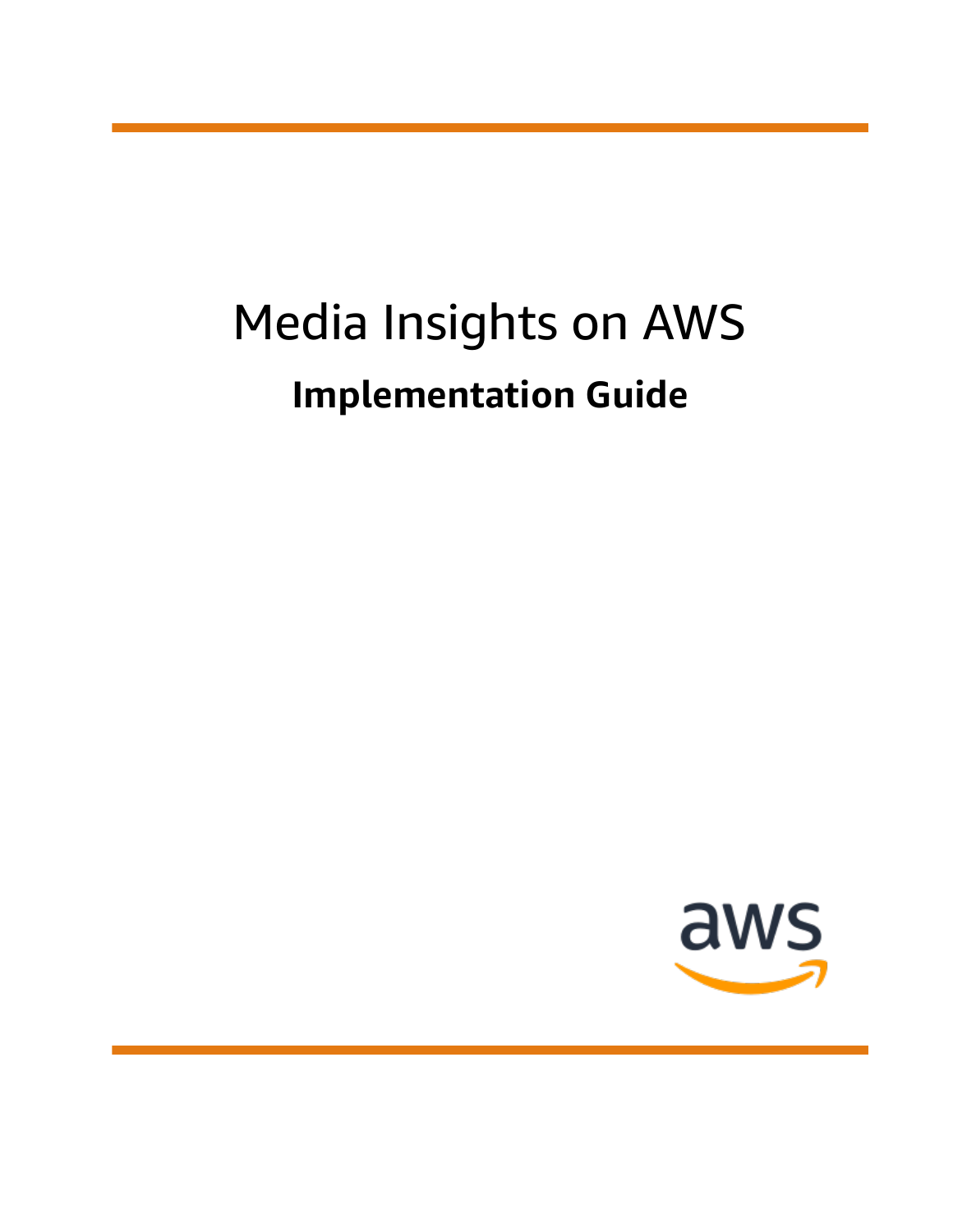# Media Insights on AWS

## Implementation Guide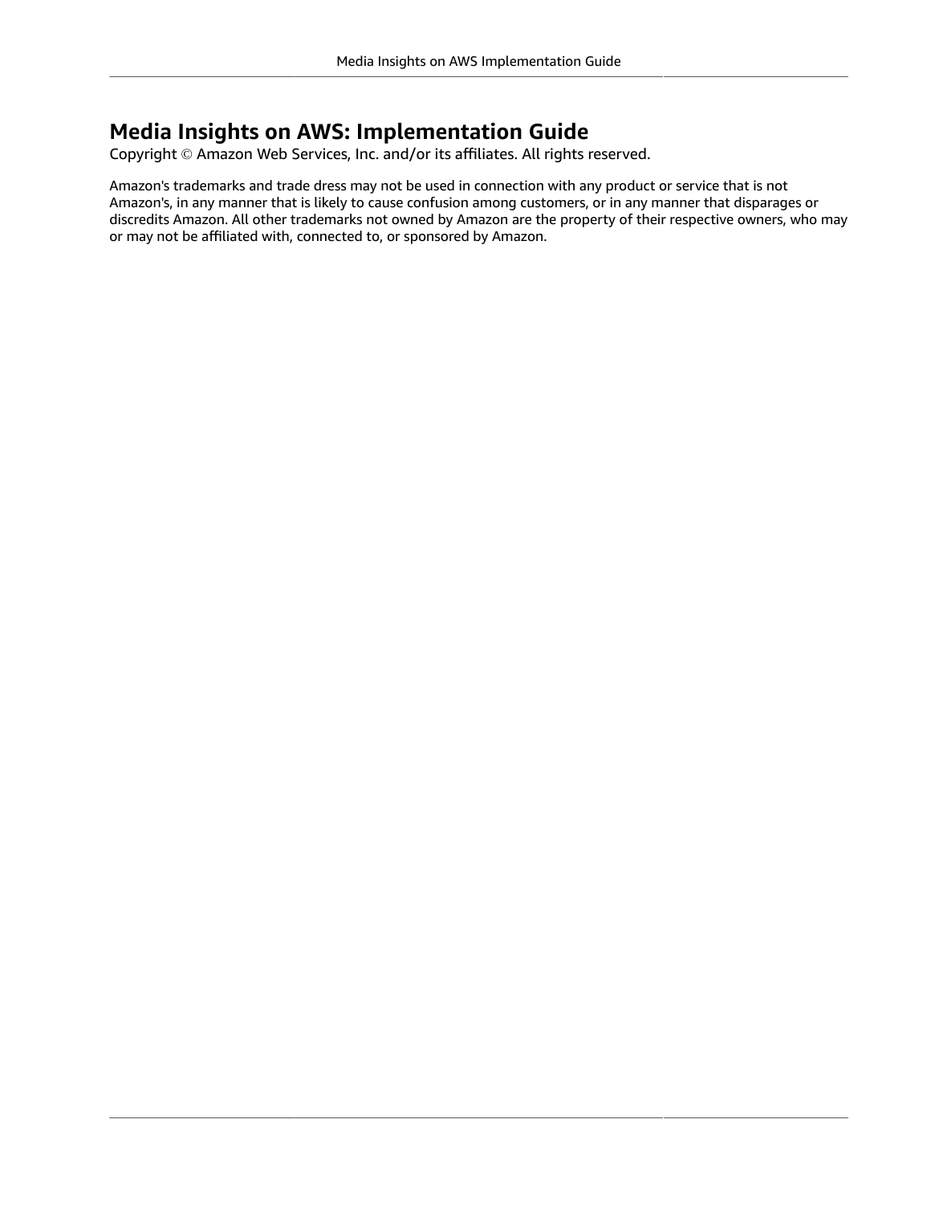# Media Insights on AWS: Implementation Guide

Copyright © Amazon Web Services, Inc. and/or its affiliates. All rights reserved.

Amazon's trademarks and trade dress may not be used in connection with any product or service that is not Amazon's, in any manner that is likely to cause confusion among customers, or in any manner that disparages or discredits Amazon. All other trademarks not owned by Amazon are the property of their respective owners, who may or may not be affiliated with, connected to, or sponsored by Amazon.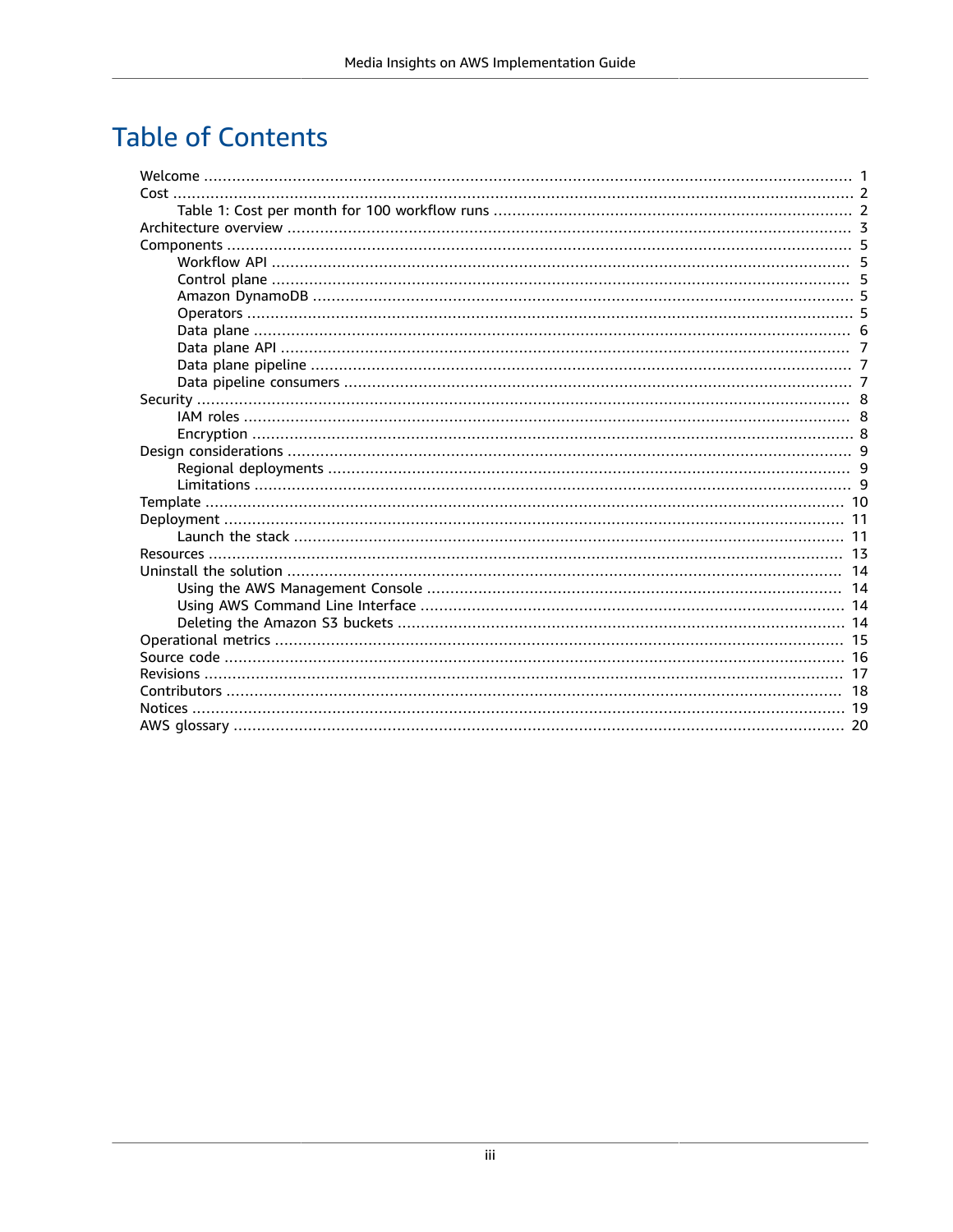# Table of Contents

- Welcome ... 1
- Cost ... 2
  - Table 1: Cost per month for 100 workflow runs ... 2
- Architecture overview ... 3
- Components ... 5
  - Workflow API ... 5
  - Control plane ... 5
  - Amazon DynamoDB ... 5
  - Operators ... 5
  - Data plane ... 6
  - Data plane API ... 7
  - Data plane pipeline ... 7
  - Data pipeline consumers ... 7
- Security ... 8
  - IAM roles ... 8
  - Encryption ... 8
- Design considerations ... 9
  - Regional deployments ... 9
  - Limitations ... 9
- Template ... 10
- Deployment ... 11
  - Launch the stack ... 11
- Resources ... 13
- Uninstall the solution ... 14
  - Using the AWS Management Console ... 14
  - Using AWS Command Line Interface ... 14
  - Deleting the Amazon S3 buckets ... 14
- Operational metrics ... 15
- Source code ... 16
- Revisions ... 17
- Contributors ... 18
- Notices ... 19
- AWS glossary ... 20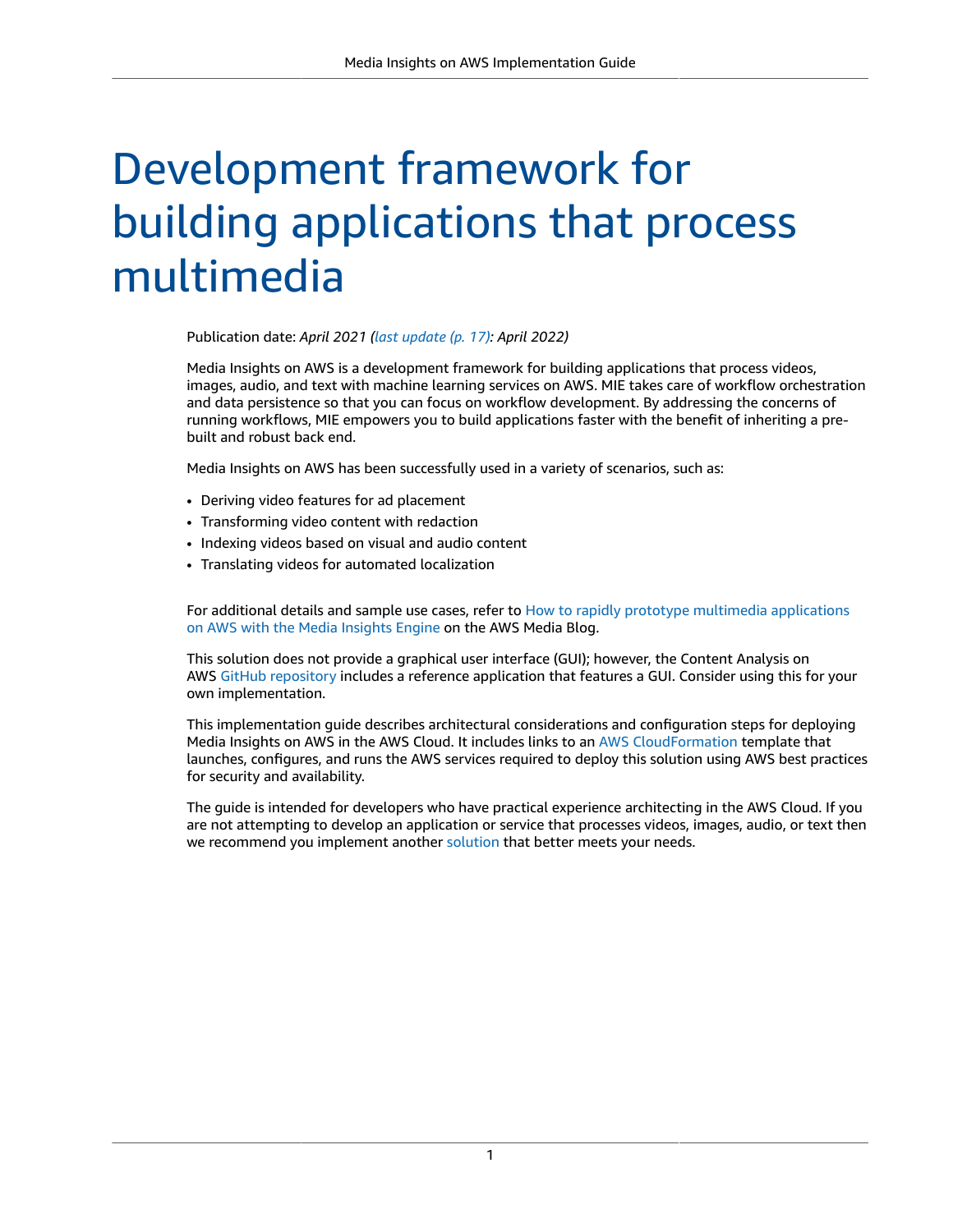# Development framework for building applications that process multimedia

Publication date: *April 2021 (last update (p. 17): April 2022)*

Media Insights on AWS is a development framework for building applications that process videos, images, audio, and text with machine learning services on AWS. MIE takes care of workflow orchestration and data persistence so that you can focus on workflow development. By addressing the concerns of running workflows, MIE empowers you to build applications faster with the benefit of inheriting a pre-built and robust back end.

Media Insights on AWS has been successfully used in a variety of scenarios, such as:

- Deriving video features for ad placement
- Transforming video content with redaction
- Indexing videos based on visual and audio content
- Translating videos for automated localization

For additional details and sample use cases, refer to How to rapidly prototype multimedia applications on AWS with the Media Insights Engine on the AWS Media Blog.

This solution does not provide a graphical user interface (GUI); however, the Content Analysis on AWS GitHub repository includes a reference application that features a GUI. Consider using this for your own implementation.

This implementation guide describes architectural considerations and configuration steps for deploying Media Insights on AWS in the AWS Cloud. It includes links to an AWS CloudFormation template that launches, configures, and runs the AWS services required to deploy this solution using AWS best practices for security and availability.

The guide is intended for developers who have practical experience architecting in the AWS Cloud. If you are not attempting to develop an application or service that processes videos, images, audio, or text then we recommend you implement another solution that better meets your needs.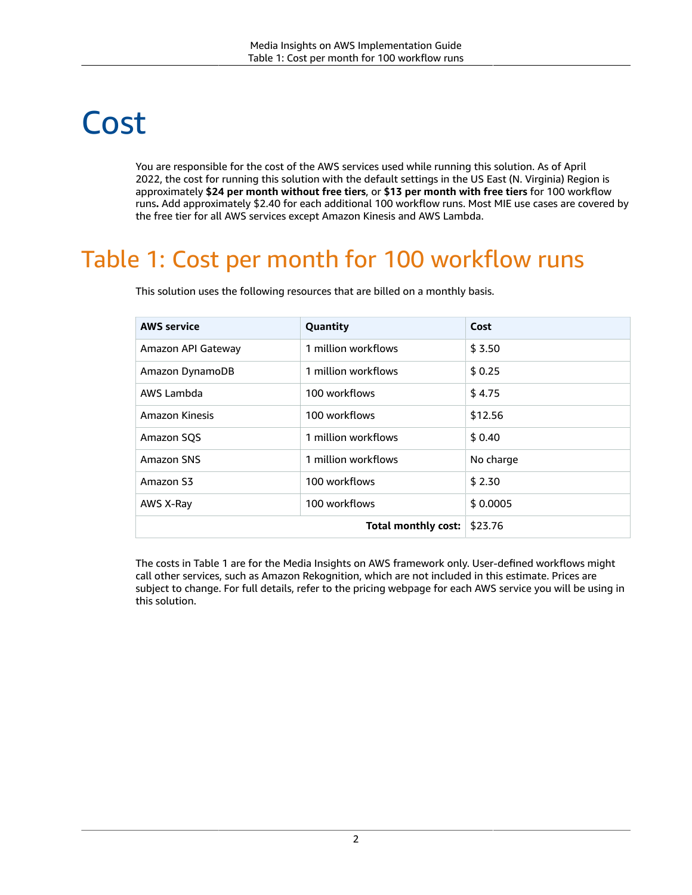# Cost

You are responsible for the cost of the AWS services used while running this solution. As of April 2022, the cost for running this solution with the default settings in the US East (N. Virginia) Region is approximately **$24 per month without free tiers**, or **$13 per month with free tiers** for 100 workflow runs**.** Add approximately $2.40 for each additional 100 workflow runs. Most MIE use cases are covered by the free tier for all AWS services except Amazon Kinesis and AWS Lambda.

## Table 1: Cost per month for 100 workflow runs

This solution uses the following resources that are billed on a monthly basis.

| AWS service | Quantity | Cost |
| --- | --- | --- |
| Amazon API Gateway | 1 million workflows | $ 3.50 |
| Amazon DynamoDB | 1 million workflows | $ 0.25 |
| AWS Lambda | 100 workflows | $ 4.75 |
| Amazon Kinesis | 100 workflows | $12.56 |
| Amazon SQS | 1 million workflows | $ 0.40 |
| Amazon SNS | 1 million workflows | No charge |
| Amazon S3 | 100 workflows | $ 2.30 |
| AWS X-Ray | 100 workflows | $ 0.0005 |
| | **Total monthly cost:** | $23.76 |

The costs in Table 1 are for the Media Insights on AWS framework only. User-defined workflows might call other services, such as Amazon Rekognition, which are not included in this estimate. Prices are subject to change. For full details, refer to the pricing webpage for each AWS service you will be using in this solution.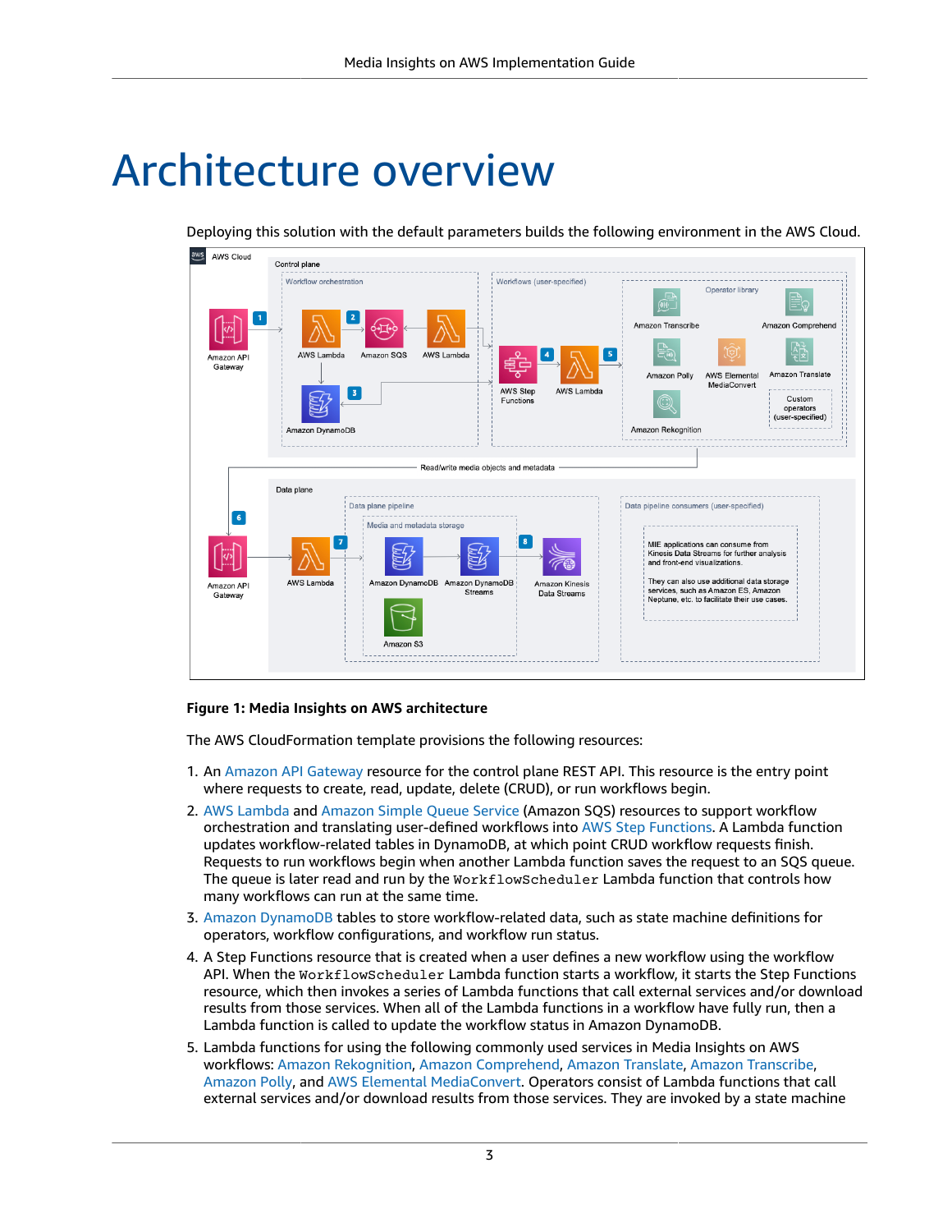# Architecture overview

Deploying this solution with the default parameters builds the following environment in the AWS Cloud.

**Figure 1: Media Insights on AWS architecture**

The AWS CloudFormation template provisions the following resources:

1. An Amazon API Gateway resource for the control plane REST API. This resource is the entry point where requests to create, read, update, delete (CRUD), or run workflows begin.
2. AWS Lambda and Amazon Simple Queue Service (Amazon SQS) resources to support workflow orchestration and translating user-defined workflows into AWS Step Functions. A Lambda function updates workflow-related tables in DynamoDB, at which point CRUD workflow requests finish. Requests to run workflows begin when another Lambda function saves the request to an SQS queue. The queue is later read and run by the `WorkflowScheduler` Lambda function that controls how many workflows can run at the same time.
3. Amazon DynamoDB tables to store workflow-related data, such as state machine definitions for operators, workflow configurations, and workflow run status.
4. A Step Functions resource that is created when a user defines a new workflow using the workflow API. When the `WorkflowScheduler` Lambda function starts a workflow, it starts the Step Functions resource, which then invokes a series of Lambda functions that call external services and/or download results from those services. When all of the Lambda functions in a workflow have fully run, then a Lambda function is called to update the workflow status in Amazon DynamoDB.
5. Lambda functions for using the following commonly used services in Media Insights on AWS workflows: Amazon Rekognition, Amazon Comprehend, Amazon Translate, Amazon Transcribe, Amazon Polly, and AWS Elemental MediaConvert. Operators consist of Lambda functions that call external services and/or download results from those services. They are invoked by a state machine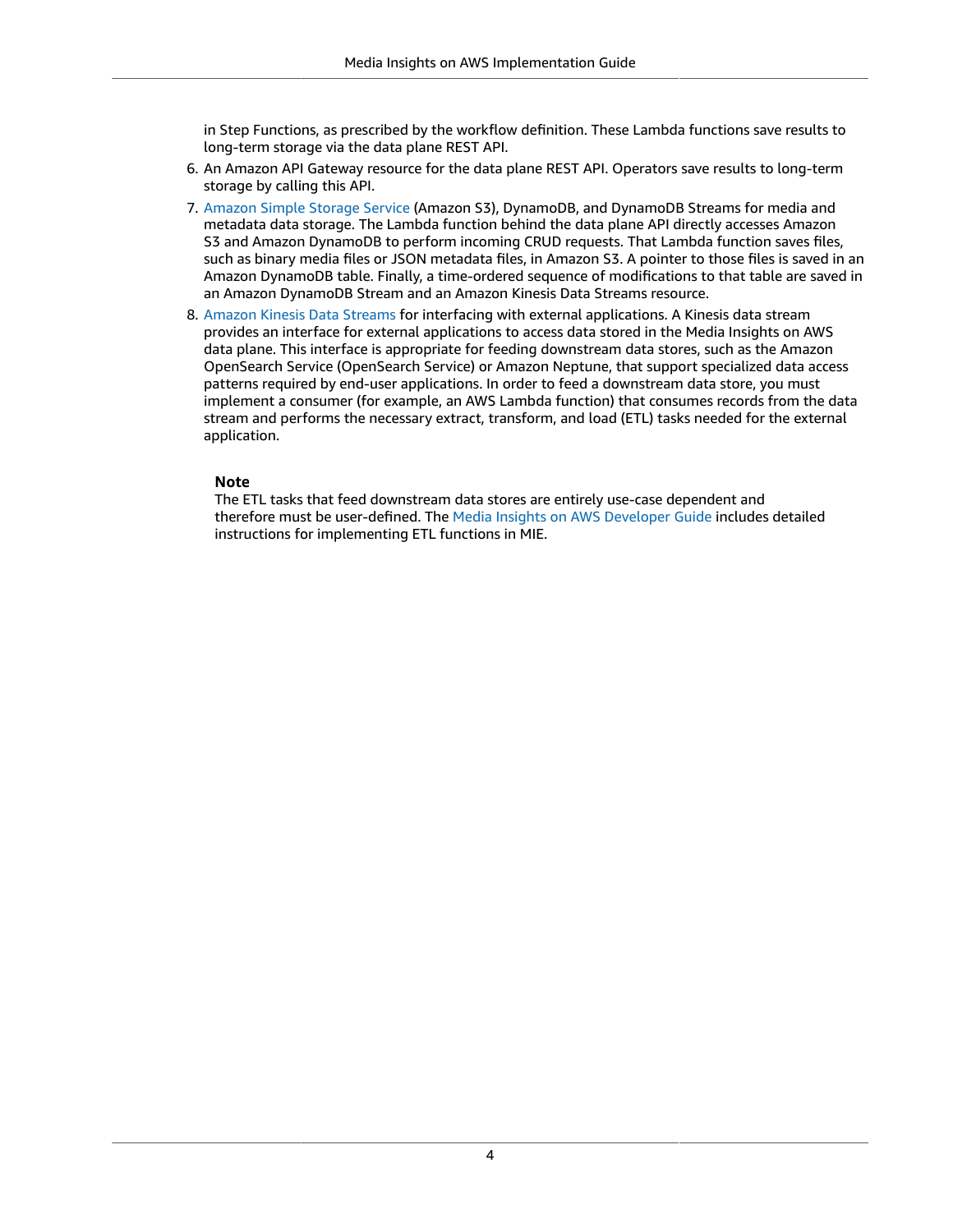in Step Functions, as prescribed by the workflow definition. These Lambda functions save results to long-term storage via the data plane REST API.

6. An Amazon API Gateway resource for the data plane REST API. Operators save results to long-term storage by calling this API.
7. Amazon Simple Storage Service (Amazon S3), DynamoDB, and DynamoDB Streams for media and metadata data storage. The Lambda function behind the data plane API directly accesses Amazon S3 and Amazon DynamoDB to perform incoming CRUD requests. That Lambda function saves files, such as binary media files or JSON metadata files, in Amazon S3. A pointer to those files is saved in an Amazon DynamoDB table. Finally, a time-ordered sequence of modifications to that table are saved in an Amazon DynamoDB Stream and an Amazon Kinesis Data Streams resource.
8. Amazon Kinesis Data Streams for interfacing with external applications. A Kinesis data stream provides an interface for external applications to access data stored in the Media Insights on AWS data plane. This interface is appropriate for feeding downstream data stores, such as the Amazon OpenSearch Service (OpenSearch Service) or Amazon Neptune, that support specialized data access patterns required by end-user applications. In order to feed a downstream data store, you must implement a consumer (for example, an AWS Lambda function) that consumes records from the data stream and performs the necessary extract, transform, and load (ETL) tasks needed for the external application.

> **Note**
>
> The ETL tasks that feed downstream data stores are entirely use-case dependent and therefore must be user-defined. The Media Insights on AWS Developer Guide includes detailed instructions for implementing ETL functions in MIE.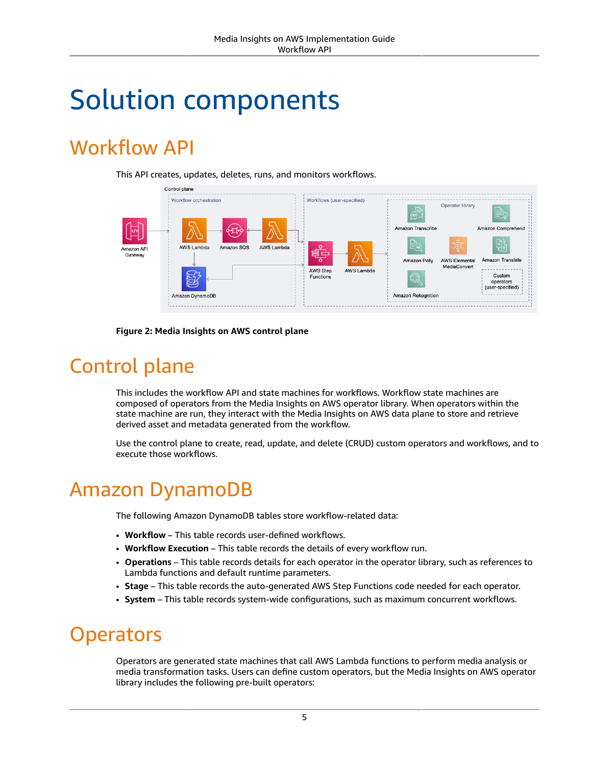# Solution components

## Workflow API

This API creates, updates, deletes, runs, and monitors workflows.

**Figure 2: Media Insights on AWS control plane**

## Control plane

This includes the workflow API and state machines for workflows. Workflow state machines are composed of operators from the Media Insights on AWS operator library. When operators within the state machine are run, they interact with the Media Insights on AWS data plane to store and retrieve derived asset and metadata generated from the workflow.

Use the control plane to create, read, update, and delete (CRUD) custom operators and workflows, and to execute those workflows.

## Amazon DynamoDB

The following Amazon DynamoDB tables store workflow-related data:

- **Workflow** – This table records user-defined workflows.
- **Workflow Execution** – This table records the details of every workflow run.
- **Operations** – This table records details for each operator in the operator library, such as references to Lambda functions and default runtime parameters.
- **Stage** – This table records the auto-generated AWS Step Functions code needed for each operator.
- **System** – This table records system-wide configurations, such as maximum concurrent workflows.

## Operators

Operators are generated state machines that call AWS Lambda functions to perform media analysis or media transformation tasks. Users can define custom operators, but the Media Insights on AWS operator library includes the following pre-built operators: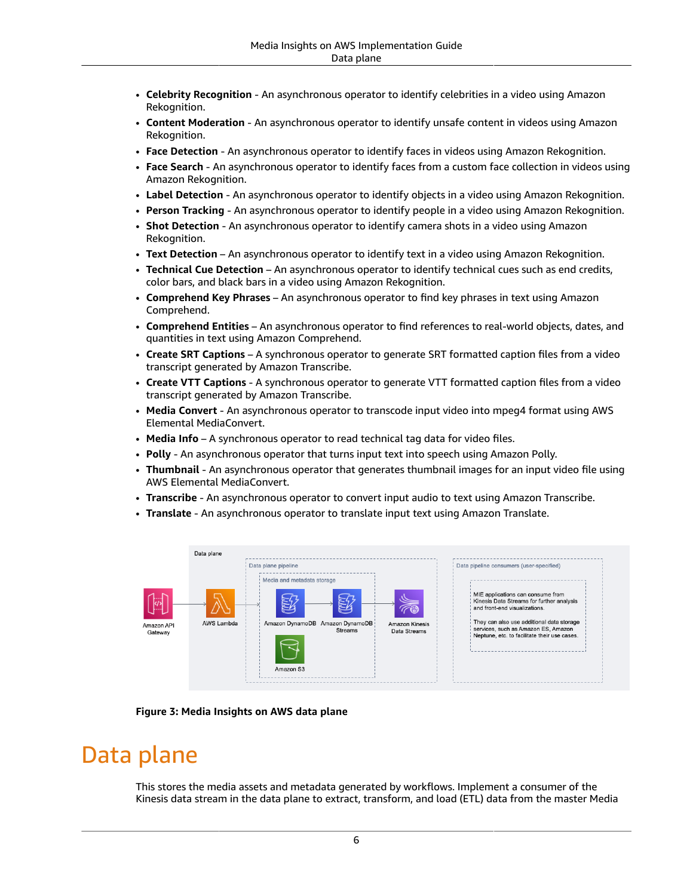- **Celebrity Recognition** - An asynchronous operator to identify celebrities in a video using Amazon Rekognition.
- **Content Moderation** - An asynchronous operator to identify unsafe content in videos using Amazon Rekognition.
- **Face Detection** - An asynchronous operator to identify faces in videos using Amazon Rekognition.
- **Face Search** - An asynchronous operator to identify faces from a custom face collection in videos using Amazon Rekognition.
- **Label Detection** - An asynchronous operator to identify objects in a video using Amazon Rekognition.
- **Person Tracking** - An asynchronous operator to identify people in a video using Amazon Rekognition.
- **Shot Detection** - An asynchronous operator to identify camera shots in a video using Amazon Rekognition.
- **Text Detection** – An asynchronous operator to identify text in a video using Amazon Rekognition.
- **Technical Cue Detection** – An asynchronous operator to identify technical cues such as end credits, color bars, and black bars in a video using Amazon Rekognition.
- **Comprehend Key Phrases** – An asynchronous operator to find key phrases in text using Amazon Comprehend.
- **Comprehend Entities** – An asynchronous operator to find references to real-world objects, dates, and quantities in text using Amazon Comprehend.
- **Create SRT Captions** – A synchronous operator to generate SRT formatted caption files from a video transcript generated by Amazon Transcribe.
- **Create VTT Captions** - A synchronous operator to generate VTT formatted caption files from a video transcript generated by Amazon Transcribe.
- **Media Convert** - An asynchronous operator to transcode input video into mpeg4 format using AWS Elemental MediaConvert.
- **Media Info** – A synchronous operator to read technical tag data for video files.
- **Polly** - An asynchronous operator that turns input text into speech using Amazon Polly.
- **Thumbnail** - An asynchronous operator that generates thumbnail images for an input video file using AWS Elemental MediaConvert.
- **Transcribe** - An asynchronous operator to convert input audio to text using Amazon Transcribe.
- **Translate** - An asynchronous operator to translate input text using Amazon Translate.

**Figure 3: Media Insights on AWS data plane**

# Data plane

This stores the media assets and metadata generated by workflows. Implement a consumer of the Kinesis data stream in the data plane to extract, transform, and load (ETL) data from the master Media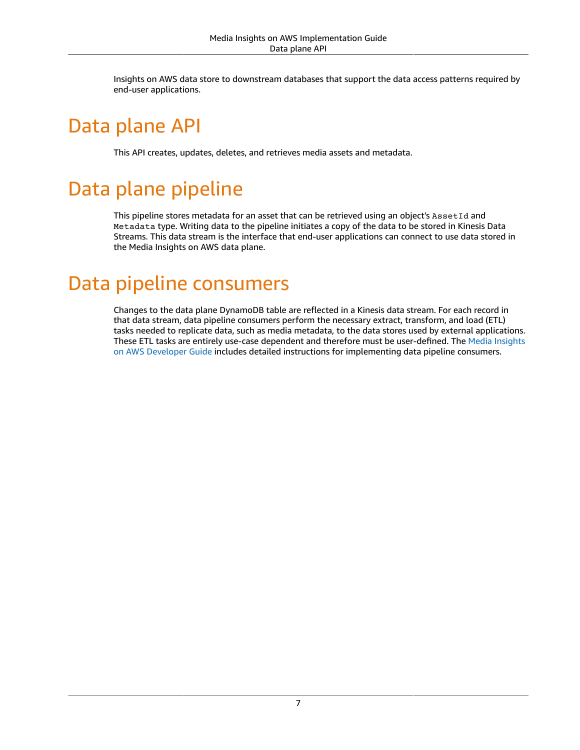Insights on AWS data store to downstream databases that support the data access patterns required by end-user applications.

# Data plane API

This API creates, updates, deletes, and retrieves media assets and metadata.

# Data plane pipeline

This pipeline stores metadata for an asset that can be retrieved using an object's `AssetId` and `Metadata` type. Writing data to the pipeline initiates a copy of the data to be stored in Kinesis Data Streams. This data stream is the interface that end-user applications can connect to use data stored in the Media Insights on AWS data plane.

# Data pipeline consumers

Changes to the data plane DynamoDB table are reflected in a Kinesis data stream. For each record in that data stream, data pipeline consumers perform the necessary extract, transform, and load (ETL) tasks needed to replicate data, such as media metadata, to the data stores used by external applications. These ETL tasks are entirely use-case dependent and therefore must be user-defined. The Media Insights on AWS Developer Guide includes detailed instructions for implementing data pipeline consumers.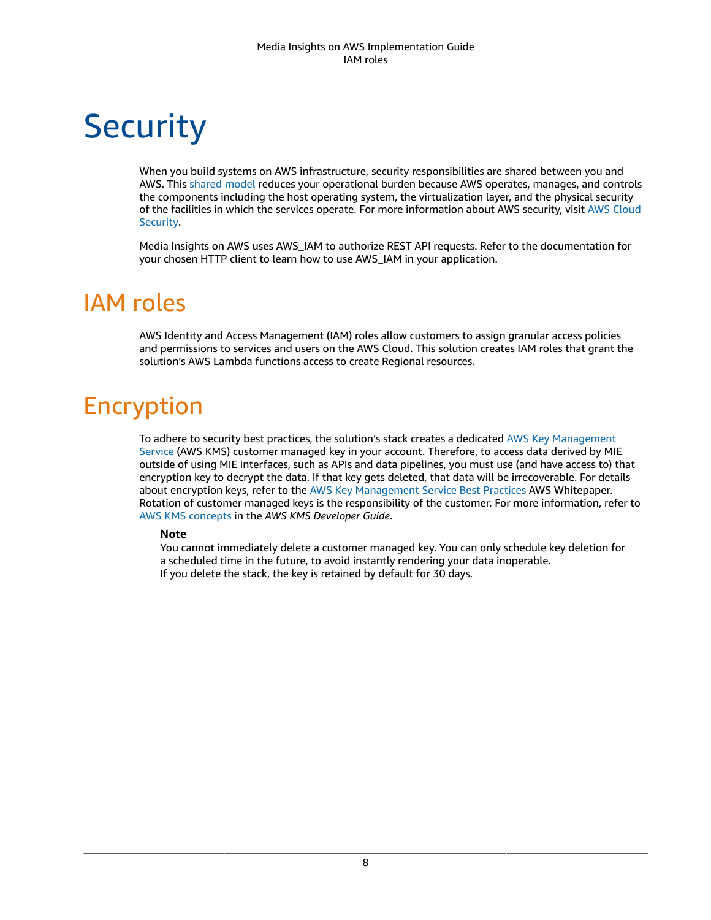# Security

When you build systems on AWS infrastructure, security responsibilities are shared between you and AWS. This shared model reduces your operational burden because AWS operates, manages, and controls the components including the host operating system, the virtualization layer, and the physical security of the facilities in which the services operate. For more information about AWS security, visit AWS Cloud Security.

Media Insights on AWS uses AWS_IAM to authorize REST API requests. Refer to the documentation for your chosen HTTP client to learn how to use AWS_IAM in your application.

## IAM roles

AWS Identity and Access Management (IAM) roles allow customers to assign granular access policies and permissions to services and users on the AWS Cloud. This solution creates IAM roles that grant the solution's AWS Lambda functions access to create Regional resources.

## Encryption

To adhere to security best practices, the solution's stack creates a dedicated AWS Key Management Service (AWS KMS) customer managed key in your account. Therefore, to access data derived by MIE outside of using MIE interfaces, such as APIs and data pipelines, you must use (and have access to) that encryption key to decrypt the data. If that key gets deleted, that data will be irrecoverable. For details about encryption keys, refer to the AWS Key Management Service Best Practices AWS Whitepaper. Rotation of customer managed keys is the responsibility of the customer. For more information, refer to AWS KMS concepts in the *AWS KMS Developer Guide*.

> **Note**
>
> You cannot immediately delete a customer managed key. You can only schedule key deletion for a scheduled time in the future, to avoid instantly rendering your data inoperable.
> If you delete the stack, the key is retained by default for 30 days.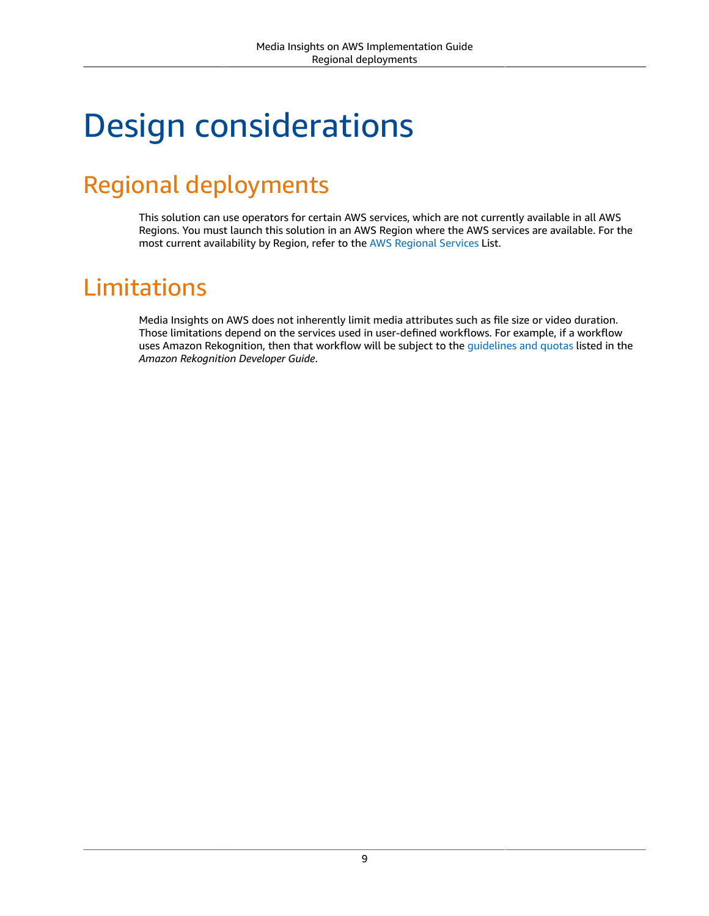# Design considerations

## Regional deployments

This solution can use operators for certain AWS services, which are not currently available in all AWS Regions. You must launch this solution in an AWS Region where the AWS services are available. For the most current availability by Region, refer to the AWS Regional Services List.

## Limitations

Media Insights on AWS does not inherently limit media attributes such as file size or video duration. Those limitations depend on the services used in user-defined workflows. For example, if a workflow uses Amazon Rekognition, then that workflow will be subject to the guidelines and quotas listed in the *Amazon Rekognition Developer Guide*.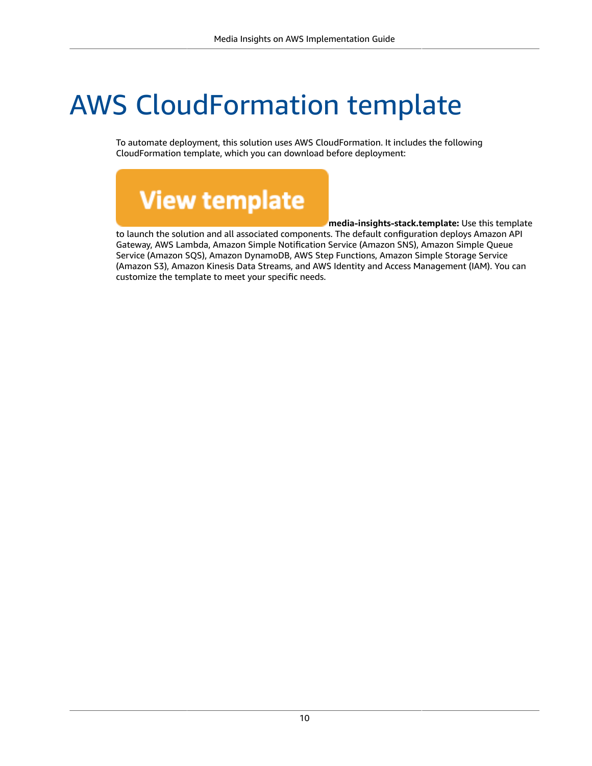# AWS CloudFormation template

To automate deployment, this solution uses AWS CloudFormation. It includes the following CloudFormation template, which you can download before deployment:

View template **media-insights-stack.template:** Use this template to launch the solution and all associated components. The default configuration deploys Amazon API Gateway, AWS Lambda, Amazon Simple Notification Service (Amazon SNS), Amazon Simple Queue Service (Amazon SQS), Amazon DynamoDB, AWS Step Functions, Amazon Simple Storage Service (Amazon S3), Amazon Kinesis Data Streams, and AWS Identity and Access Management (IAM). You can customize the template to meet your specific needs.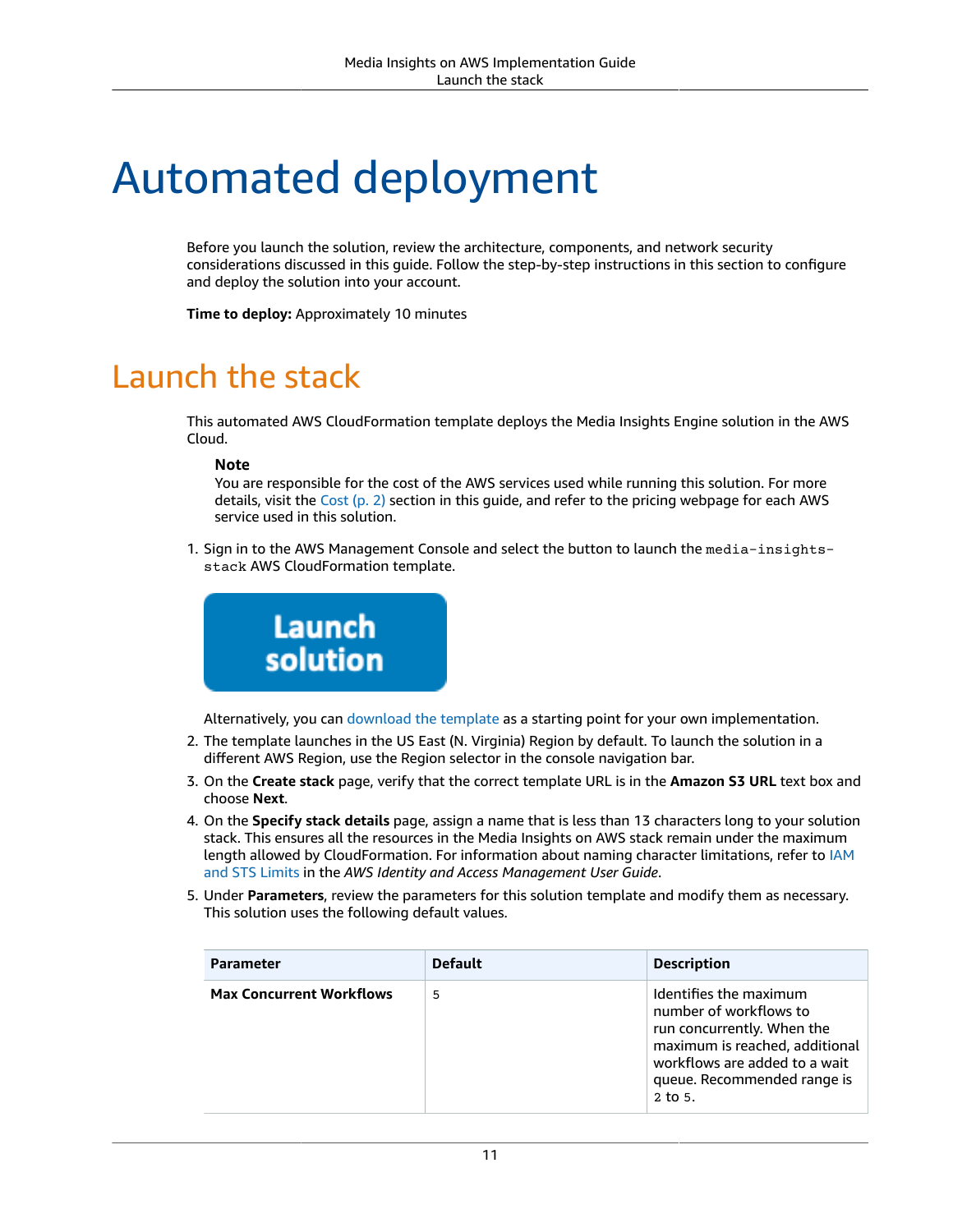# Automated deployment

Before you launch the solution, review the architecture, components, and network security considerations discussed in this guide. Follow the step-by-step instructions in this section to configure and deploy the solution into your account.

**Time to deploy:** Approximately 10 minutes

## Launch the stack

This automated AWS CloudFormation template deploys the Media Insights Engine solution in the AWS Cloud.

> **Note**
> You are responsible for the cost of the AWS services used while running this solution. For more details, visit the Cost (p. 2) section in this guide, and refer to the pricing webpage for each AWS service used in this solution.

1. Sign in to the AWS Management Console and select the button to launch the `media-insights-stack` AWS CloudFormation template.

   Launch solution

   Alternatively, you can download the template as a starting point for your own implementation.
2. The template launches in the US East (N. Virginia) Region by default. To launch the solution in a different AWS Region, use the Region selector in the console navigation bar.
3. On the **Create stack** page, verify that the correct template URL is in the **Amazon S3 URL** text box and choose **Next**.
4. On the **Specify stack details** page, assign a name that is less than 13 characters long to your solution stack. This ensures all the resources in the Media Insights on AWS stack remain under the maximum length allowed by CloudFormation. For information about naming character limitations, refer to IAM and STS Limits in the *AWS Identity and Access Management User Guide*.
5. Under **Parameters**, review the parameters for this solution template and modify them as necessary. This solution uses the following default values.

| Parameter | Default | Description |
| --- | --- | --- |
| **Max Concurrent Workflows** | `5` | Identifies the maximum number of workflows to run concurrently. When the maximum is reached, additional workflows are added to a wait queue. Recommended range is `2` to `5`. |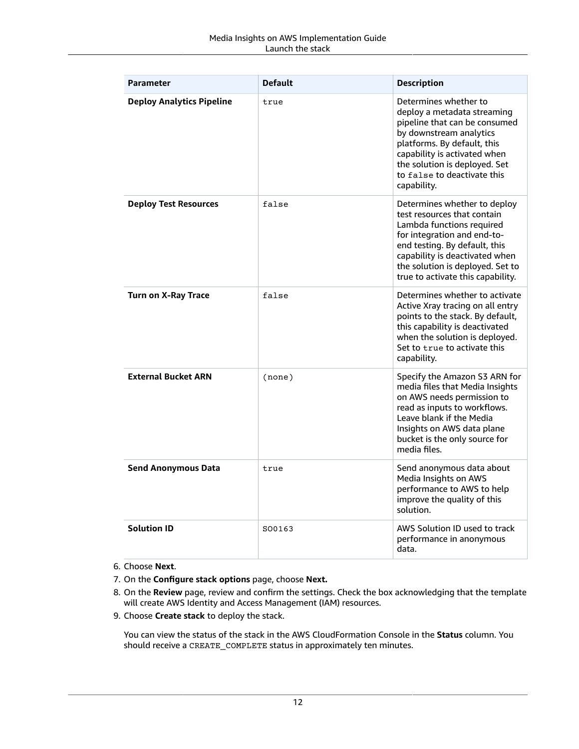| Parameter | Default | Description |
| --- | --- | --- |
| **Deploy Analytics Pipeline** | `true` | Determines whether to deploy a metadata streaming pipeline that can be consumed by downstream analytics platforms. By default, this capability is activated when the solution is deployed. Set to `false` to deactivate this capability. |
| **Deploy Test Resources** | `false` | Determines whether to deploy test resources that contain Lambda functions required for integration and end-to-end testing. By default, this capability is deactivated when the solution is deployed. Set to true to activate this capability. |
| **Turn on X-Ray Trace** | `false` | Determines whether to activate Active Xray tracing on all entry points to the stack. By default, this capability is deactivated when the solution is deployed. Set to `true` to activate this capability. |
| **External Bucket ARN** | `(none)` | Specify the Amazon S3 ARN for media files that Media Insights on AWS needs permission to read as inputs to workflows. Leave blank if the Media Insights on AWS data plane bucket is the only source for media files. |
| **Send Anonymous Data** | `true` | Send anonymous data about Media Insights on AWS performance to AWS to help improve the quality of this solution. |
| **Solution ID** | `SO0163` | AWS Solution ID used to track performance in anonymous data. |

6. Choose **Next**.
7. On the **Configure stack options** page, choose **Next.**
8. On the **Review** page, review and confirm the settings. Check the box acknowledging that the template will create AWS Identity and Access Management (IAM) resources.
9. Choose **Create stack** to deploy the stack.

   You can view the status of the stack in the AWS CloudFormation Console in the **Status** column. You should receive a `CREATE_COMPLETE` status in approximately ten minutes.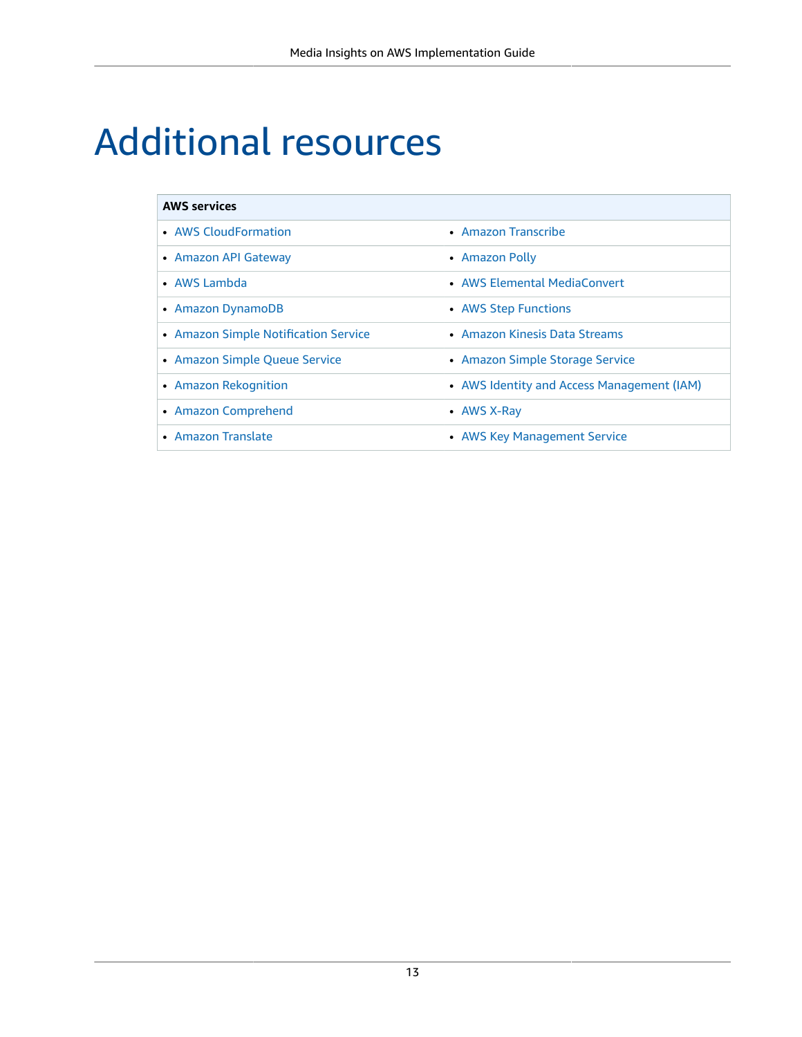# Additional resources

| AWS services | |
|---|---|
| • AWS CloudFormation | • Amazon Transcribe |
| • Amazon API Gateway | • Amazon Polly |
| • AWS Lambda | • AWS Elemental MediaConvert |
| • Amazon DynamoDB | • AWS Step Functions |
| • Amazon Simple Notification Service | • Amazon Kinesis Data Streams |
| • Amazon Simple Queue Service | • Amazon Simple Storage Service |
| • Amazon Rekognition | • AWS Identity and Access Management (IAM) |
| • Amazon Comprehend | • AWS X-Ray |
| • Amazon Translate | • AWS Key Management Service |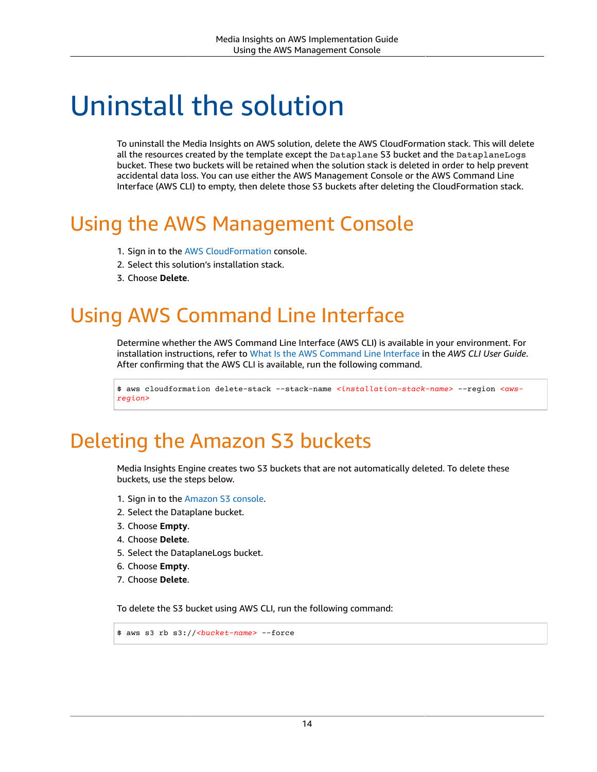# Uninstall the solution

To uninstall the Media Insights on AWS solution, delete the AWS CloudFormation stack. This will delete all the resources created by the template except the `Dataplane` S3 bucket and the `DataplaneLogs` bucket. These two buckets will be retained when the solution stack is deleted in order to help prevent accidental data loss. You can use either the AWS Management Console or the AWS Command Line Interface (AWS CLI) to empty, then delete those S3 buckets after deleting the CloudFormation stack.

## Using the AWS Management Console

1. Sign in to the AWS CloudFormation console.
2. Select this solution's installation stack.
3. Choose **Delete**.

## Using AWS Command Line Interface

Determine whether the AWS Command Line Interface (AWS CLI) is available in your environment. For installation instructions, refer to What Is the AWS Command Line Interface in the *AWS CLI User Guide*. After confirming that the AWS CLI is available, run the following command.

```
$ aws cloudformation delete-stack --stack-name <installation-stack-name> --region <aws-region>
```

## Deleting the Amazon S3 buckets

Media Insights Engine creates two S3 buckets that are not automatically deleted. To delete these buckets, use the steps below.

1. Sign in to the Amazon S3 console.
2. Select the Dataplane bucket.
3. Choose **Empty**.
4. Choose **Delete**.
5. Select the DataplaneLogs bucket.
6. Choose **Empty**.
7. Choose **Delete**.

To delete the S3 bucket using AWS CLI, run the following command:

```
$ aws s3 rb s3://<bucket-name> --force
```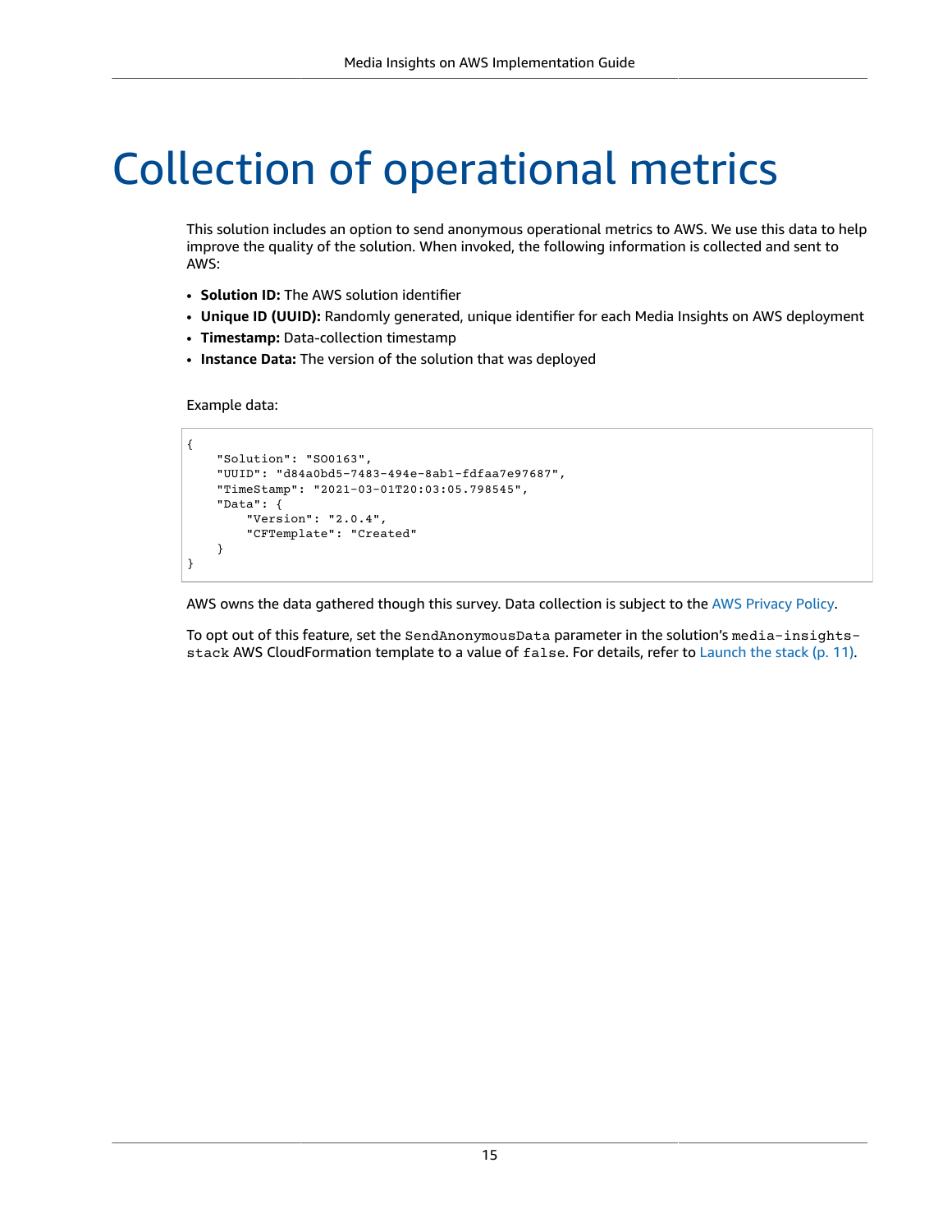# Collection of operational metrics

This solution includes an option to send anonymous operational metrics to AWS. We use this data to help improve the quality of the solution. When invoked, the following information is collected and sent to AWS:

- **Solution ID:** The AWS solution identifier
- **Unique ID (UUID):** Randomly generated, unique identifier for each Media Insights on AWS deployment
- **Timestamp:** Data-collection timestamp
- **Instance Data:** The version of the solution that was deployed

Example data:

```
{
    "Solution": "SO0163",
    "UUID": "d84a0bd5-7483-494e-8ab1-fdfaa7e97687",
    "TimeStamp": "2021-03-01T20:03:05.798545",
    "Data": {
        "Version": "2.0.4",
        "CFTemplate": "Created"
    }
}
```

AWS owns the data gathered though this survey. Data collection is subject to the AWS Privacy Policy.

To opt out of this feature, set the `SendAnonymousData` parameter in the solution's `media-insights-stack` AWS CloudFormation template to a value of `false`. For details, refer to Launch the stack (p. 11).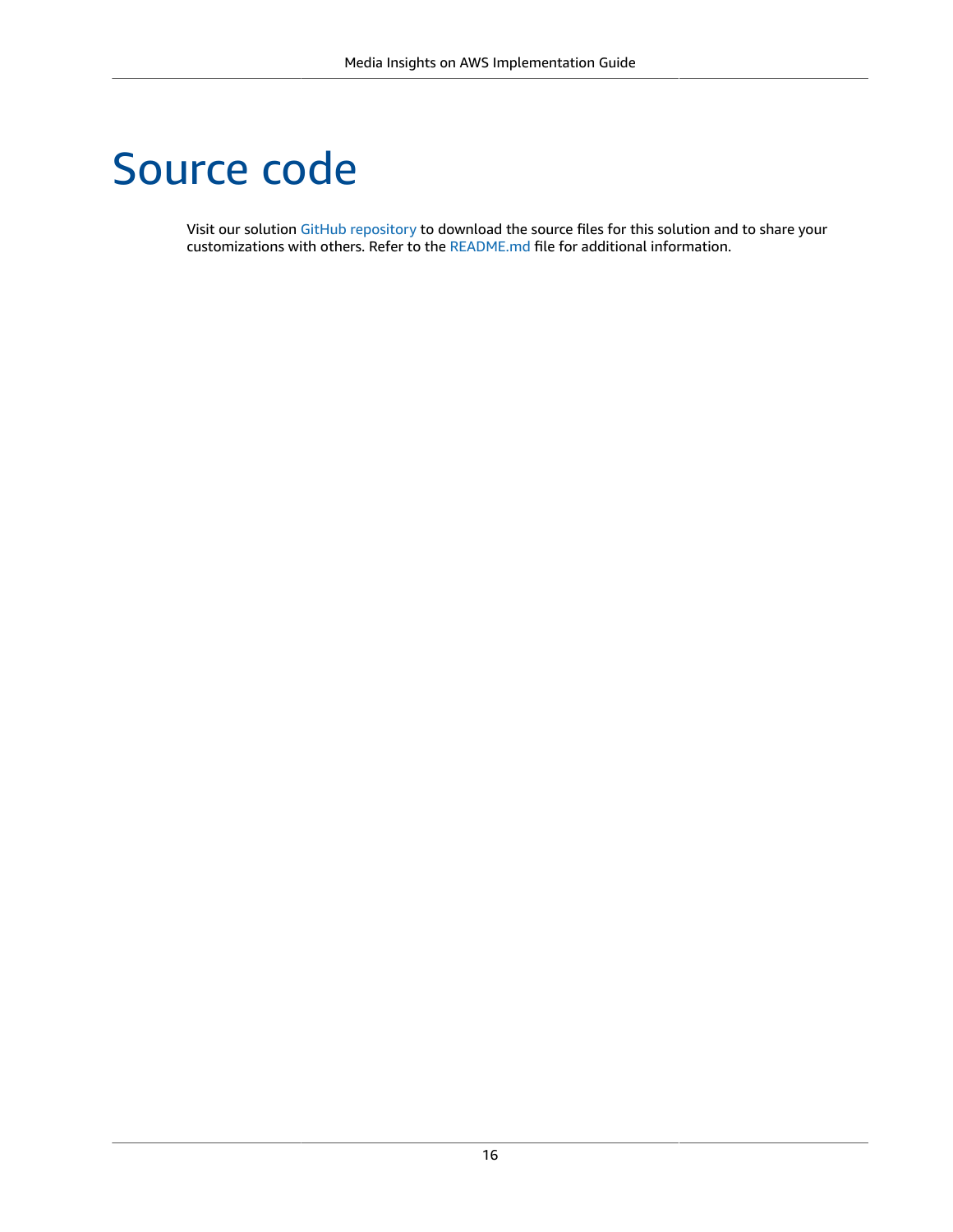# Source code

Visit our solution GitHub repository to download the source files for this solution and to share your customizations with others. Refer to the README.md file for additional information.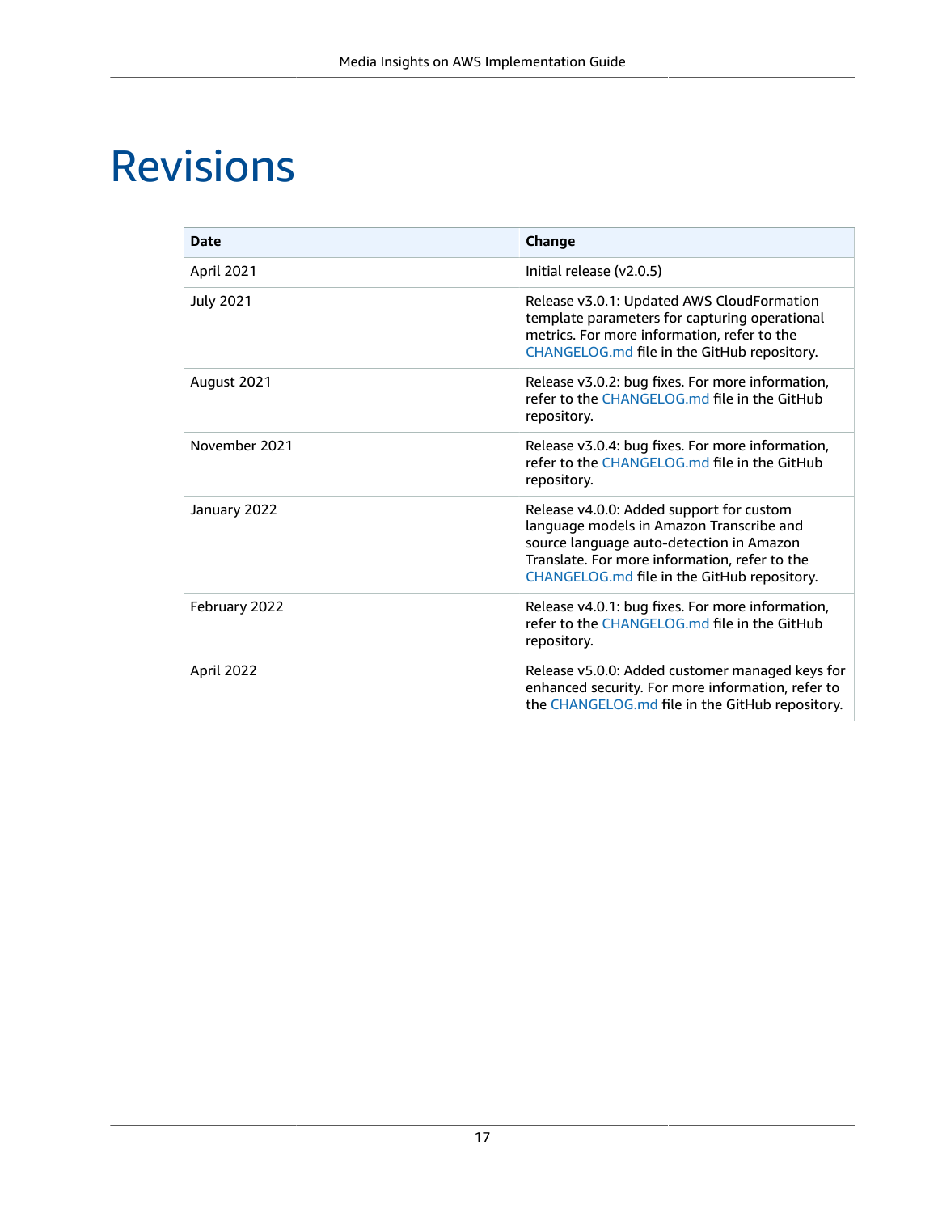# Revisions

| Date | Change |
| --- | --- |
| April 2021 | Initial release (v2.0.5) |
| July 2021 | Release v3.0.1: Updated AWS CloudFormation template parameters for capturing operational metrics. For more information, refer to the CHANGELOG.md file in the GitHub repository. |
| August 2021 | Release v3.0.2: bug fixes. For more information, refer to the CHANGELOG.md file in the GitHub repository. |
| November 2021 | Release v3.0.4: bug fixes. For more information, refer to the CHANGELOG.md file in the GitHub repository. |
| January 2022 | Release v4.0.0: Added support for custom language models in Amazon Transcribe and source language auto-detection in Amazon Translate. For more information, refer to the CHANGELOG.md file in the GitHub repository. |
| February 2022 | Release v4.0.1: bug fixes. For more information, refer to the CHANGELOG.md file in the GitHub repository. |
| April 2022 | Release v5.0.0: Added customer managed keys for enhanced security. For more information, refer to the CHANGELOG.md file in the GitHub repository. |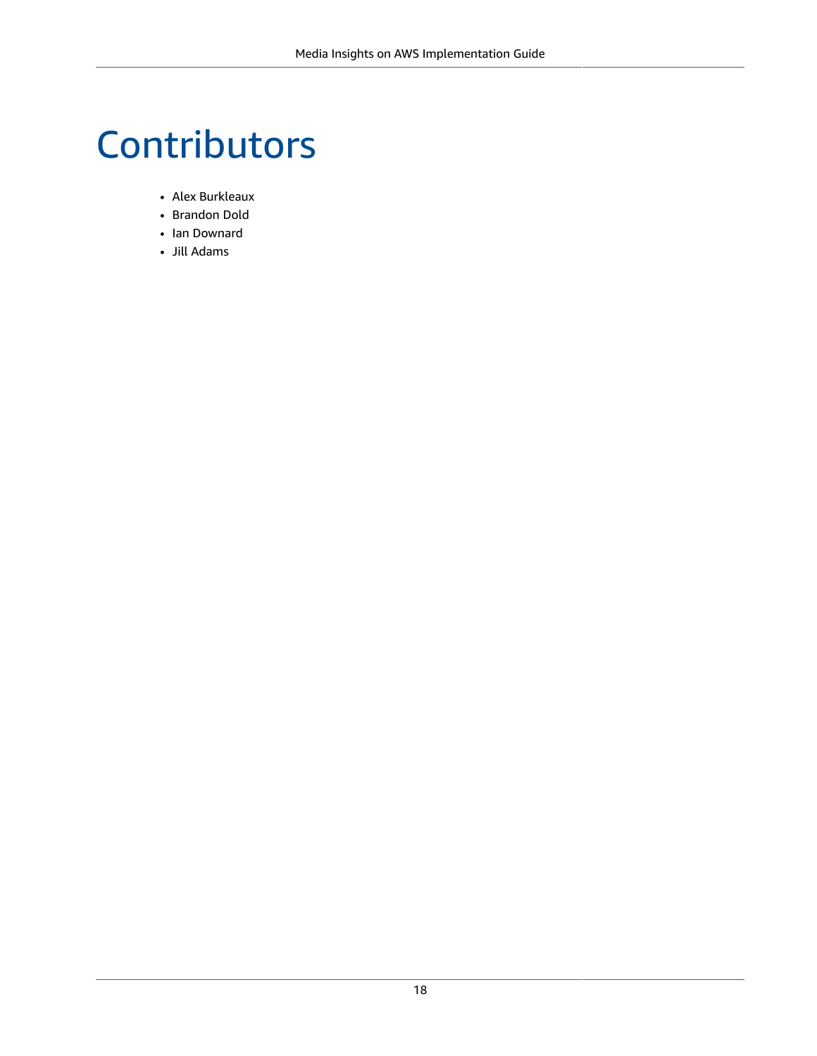# Contributors

- Alex Burkleaux
- Brandon Dold
- Ian Downard
- Jill Adams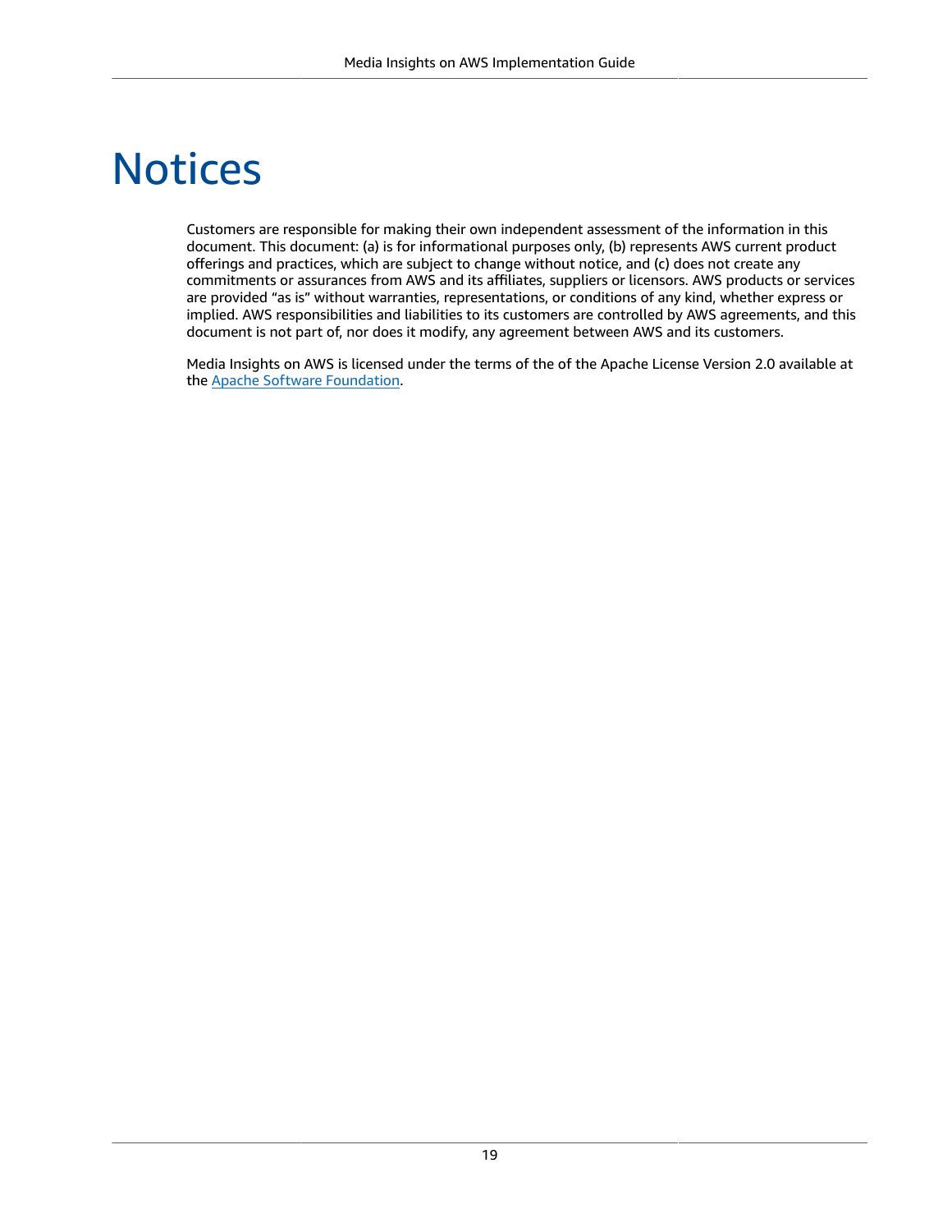# Notices

Customers are responsible for making their own independent assessment of the information in this document. This document: (a) is for informational purposes only, (b) represents AWS current product offerings and practices, which are subject to change without notice, and (c) does not create any commitments or assurances from AWS and its affiliates, suppliers or licensors. AWS products or services are provided "as is" without warranties, representations, or conditions of any kind, whether express or implied. AWS responsibilities and liabilities to its customers are controlled by AWS agreements, and this document is not part of, nor does it modify, any agreement between AWS and its customers.

Media Insights on AWS is licensed under the terms of the of the Apache License Version 2.0 available at the Apache Software Foundation.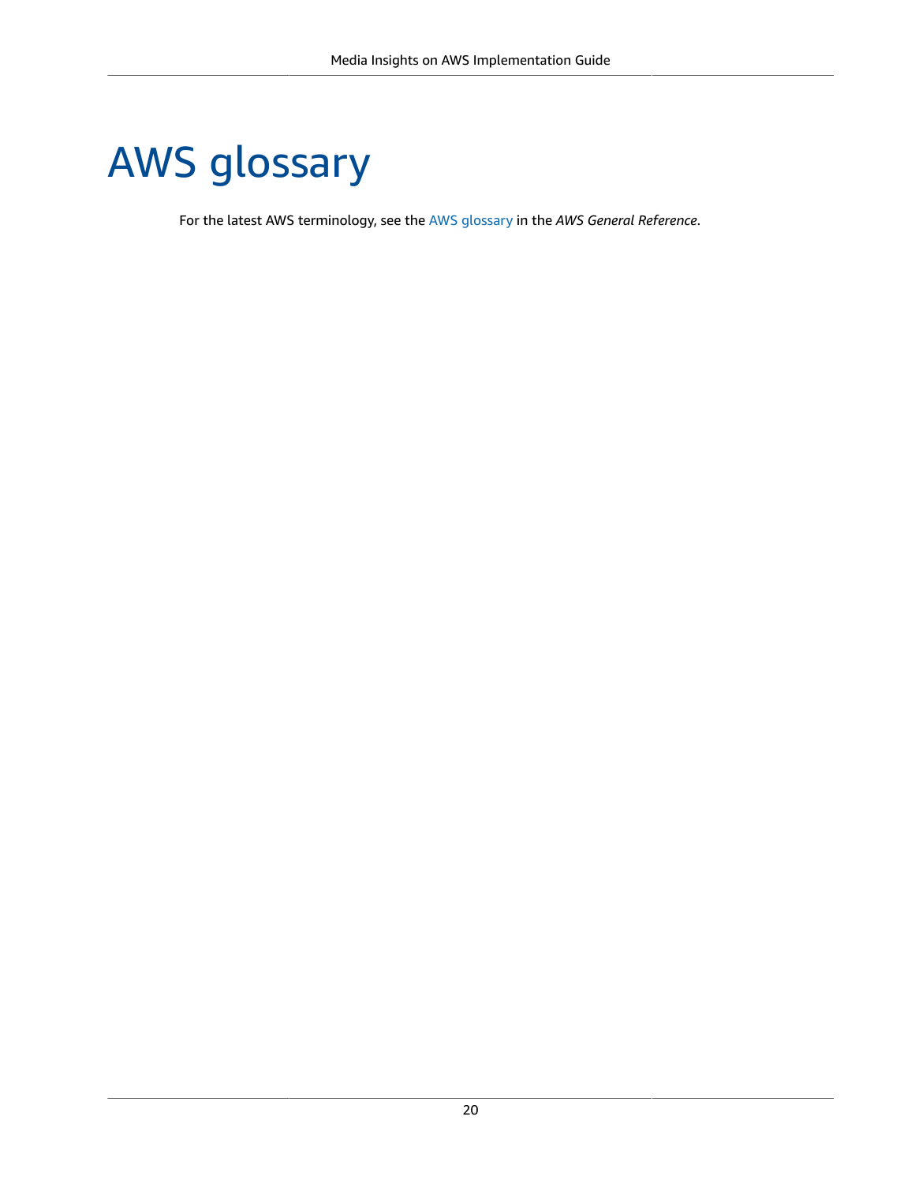# AWS glossary

For the latest AWS terminology, see the AWS glossary in the *AWS General Reference*.